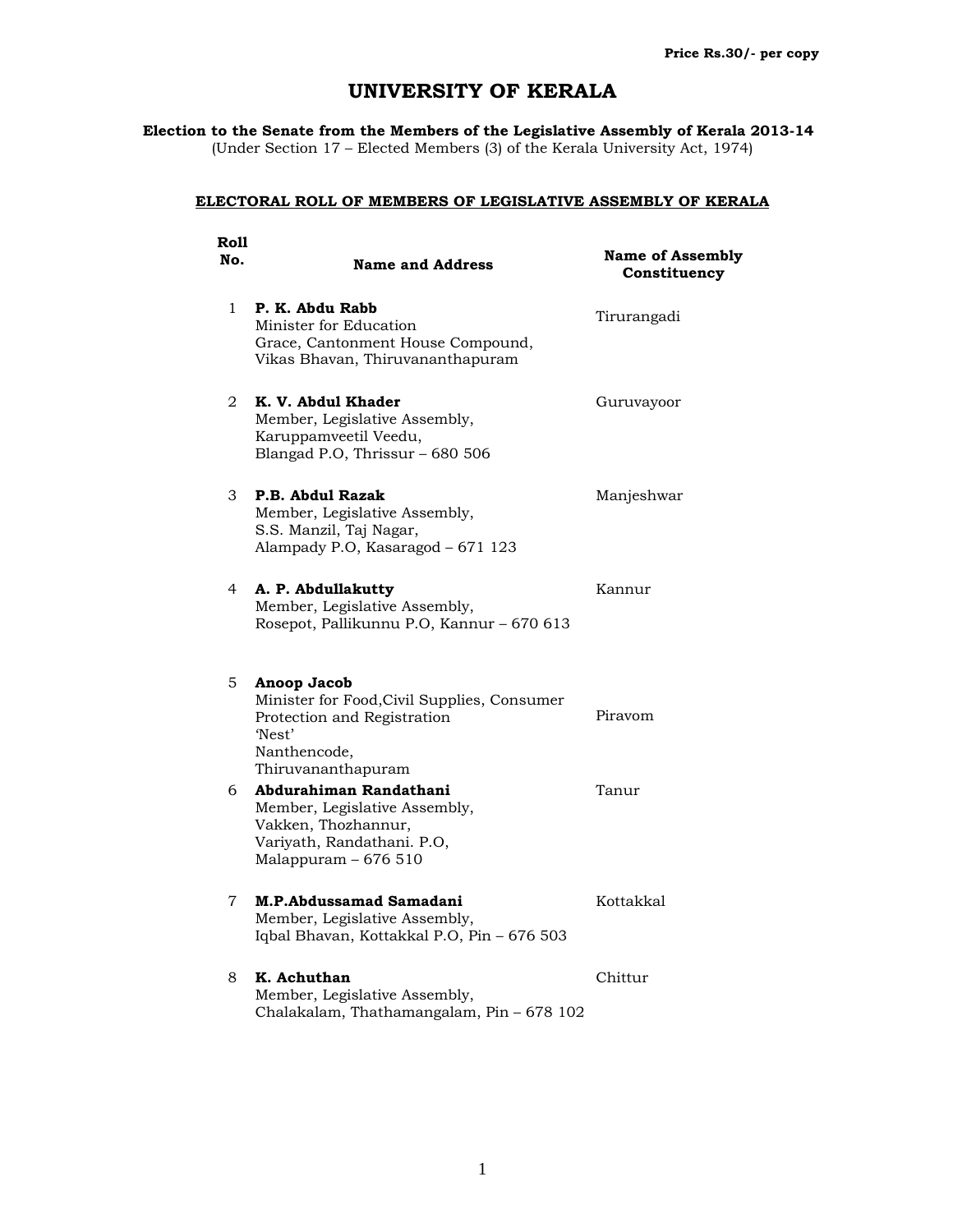Price Rs.30/- per copy

# UNIVERSITY OF KERALA

**Election to the Senate from the Members of the Legislative Assembly of Kerala 2013-14**
(Under Section 17 – Elected Members (3) of the Kerala University Act, 1974)

## ELECTORAL ROLL OF MEMBERS OF LEGISLATIVE ASSEMBLY OF KERALA

| Roll No. | Name and Address | Name of Assembly Constituency |
|---|---|---|
| 1 | **P. K. Abdu Rabb**<br>Minister for Education<br>Grace, Cantonment House Compound,<br>Vikas Bhavan, Thiruvananthapuram | Tirurangadi |
| 2 | **K. V. Abdul Khader**<br>Member, Legislative Assembly,<br>Karuppamveetil Veedu,<br>Blangad P.O, Thrissur – 680 506 | Guruvayoor |
| 3 | **P.B. Abdul Razak**<br>Member, Legislative Assembly,<br>S.S. Manzil, Taj Nagar,<br>Alampady P.O, Kasaragod – 671 123 | Manjeshwar |
| 4 | **A. P. Abdullakutty**<br>Member, Legislative Assembly,<br>Rosepot, Pallikunnu P.O, Kannur – 670 613 | Kannur |
| 5 | **Anoop Jacob**<br>Minister for Food,Civil Supplies, Consumer Protection and Registration<br>'Nest'<br>Nanthencode,<br>Thiruvananthapuram | Piravom |
| 6 | **Abdurahiman Randathani**<br>Member, Legislative Assembly,<br>Vakken, Thozhannur,<br>Variyath, Randathani. P.O,<br>Malappuram – 676 510 | Tanur |
| 7 | **M.P.Abdussamad Samadani**<br>Member, Legislative Assembly,<br>Iqbal Bhavan, Kottakkal P.O, Pin – 676 503 | Kottakkal |
| 8 | **K. Achuthan**<br>Member, Legislative Assembly,<br>Chalakalam, Thathamangalam, Pin – 678 102 | Chittur |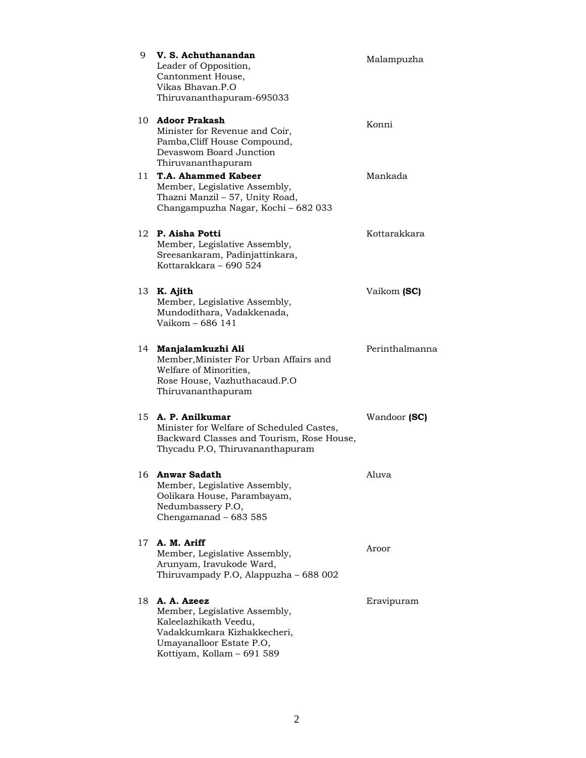| No. | Name and Address | Constituency |
|---|---|---|
| 9 | **V. S. Achuthanandan**<br>Leader of Opposition,<br>Cantonment House,<br>Vikas Bhavan.P.O<br>Thiruvananthapuram-695033 | Malampuzha |
| 10 | **Adoor Prakash**<br>Minister for Revenue and Coir,<br>Pamba,Cliff House Compound,<br>Devaswom Board Junction<br>Thiruvananthapuram | Konni |
| 11 | **T.A. Ahammed Kabeer**<br>Member, Legislative Assembly,<br>Thazni Manzil – 57, Unity Road,<br>Changampuzha Nagar, Kochi – 682 033 | Mankada |
| 12 | **P. Aisha Potti**<br>Member, Legislative Assembly,<br>Sreesankaram, Padinjattinkara,<br>Kottarakkara – 690 524 | Kottarakkara |
| 13 | **K. Ajith**<br>Member, Legislative Assembly,<br>Mundodithara, Vadakkenada,<br>Vaikom – 686 141 | Vaikom **(SC)** |
| 14 | **Manjalamkuzhi Ali**<br>Member,Minister For Urban Affairs and<br>Welfare of Minorities,<br>Rose House, Vazhuthacaud.P.O<br>Thiruvananthapuram | Perinthalmanna |
| 15 | **A. P. Anilkumar**<br>Minister for Welfare of Scheduled Castes,<br>Backward Classes and Tourism, Rose House,<br>Thycadu P.O, Thiruvananthapuram | Wandoor **(SC)** |
| 16 | **Anwar Sadath**<br>Member, Legislative Assembly,<br>Oolikara House, Parambayam,<br>Nedumbassery P.O,<br>Chengamanad – 683 585 | Aluva |
| 17 | **A. M. Ariff**<br>Member, Legislative Assembly,<br>Arunyam, Iravukode Ward,<br>Thiruvampady P.O, Alappuzha – 688 002 | Aroor |
| 18 | **A. A. Azeez**<br>Member, Legislative Assembly,<br>Kaleelazhikath Veedu,<br>Vadakkumkara Kizhakkecheri,<br>Umayanalloor Estate P.O,<br>Kottiyam, Kollam – 691 589 | Eravipuram |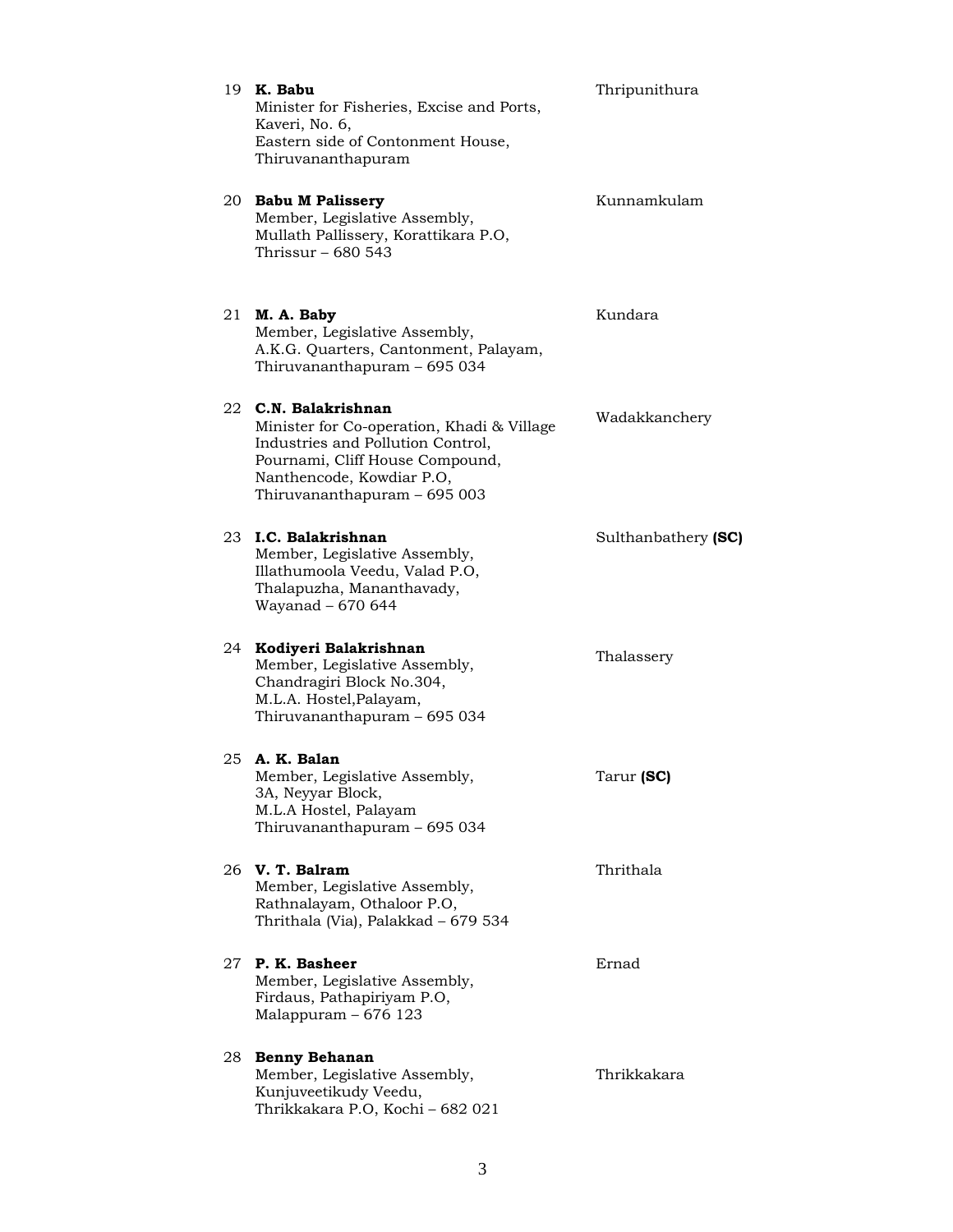| No. | Name and Address | Constituency |
|---|---|---|
| 19 | **K. Babu**<br>Minister for Fisheries, Excise and Ports,<br>Kaveri, No. 6,<br>Eastern side of Contonment House,<br>Thiruvananthapuram | Thripunithura |
| 20 | **Babu M Palissery**<br>Member, Legislative Assembly,<br>Mullath Pallissery, Korattikara P.O,<br>Thrissur – 680 543 | Kunnamkulam |
| 21 | **M. A. Baby**<br>Member, Legislative Assembly,<br>A.K.G. Quarters, Cantonment, Palayam,<br>Thiruvananthapuram – 695 034 | Kundara |
| 22 | **C.N. Balakrishnan**<br>Minister for Co-operation, Khadi & Village Industries and Pollution Control,<br>Pournami, Cliff House Compound,<br>Nanthencode, Kowdiar P.O,<br>Thiruvananthapuram – 695 003 | Wadakkanchery |
| 23 | **I.C. Balakrishnan**<br>Member, Legislative Assembly,<br>Illathumoola Veedu, Valad P.O,<br>Thalapuzha, Mananthavady,<br>Wayanad – 670 644 | Sulthanbathery **(SC)** |
| 24 | **Kodiyeri Balakrishnan**<br>Member, Legislative Assembly,<br>Chandragiri Block No.304,<br>M.L.A. Hostel,Palayam,<br>Thiruvananthapuram – 695 034 | Thalassery |
| 25 | **A. K. Balan**<br>Member, Legislative Assembly,<br>3A, Neyyar Block,<br>M.L.A Hostel, Palayam<br>Thiruvananthapuram – 695 034 | Tarur **(SC)** |
| 26 | **V. T. Balram**<br>Member, Legislative Assembly,<br>Rathnalayam, Othaloor P.O,<br>Thrithala (Via), Palakkad – 679 534 | Thrithala |
| 27 | **P. K. Basheer**<br>Member, Legislative Assembly,<br>Firdaus, Pathapiriyam P.O,<br>Malappuram – 676 123 | Ernad |
| 28 | **Benny Behanan**<br>Member, Legislative Assembly,<br>Kunjuveetikudy Veedu,<br>Thrikkakara P.O, Kochi – 682 021 | Thrikkakara |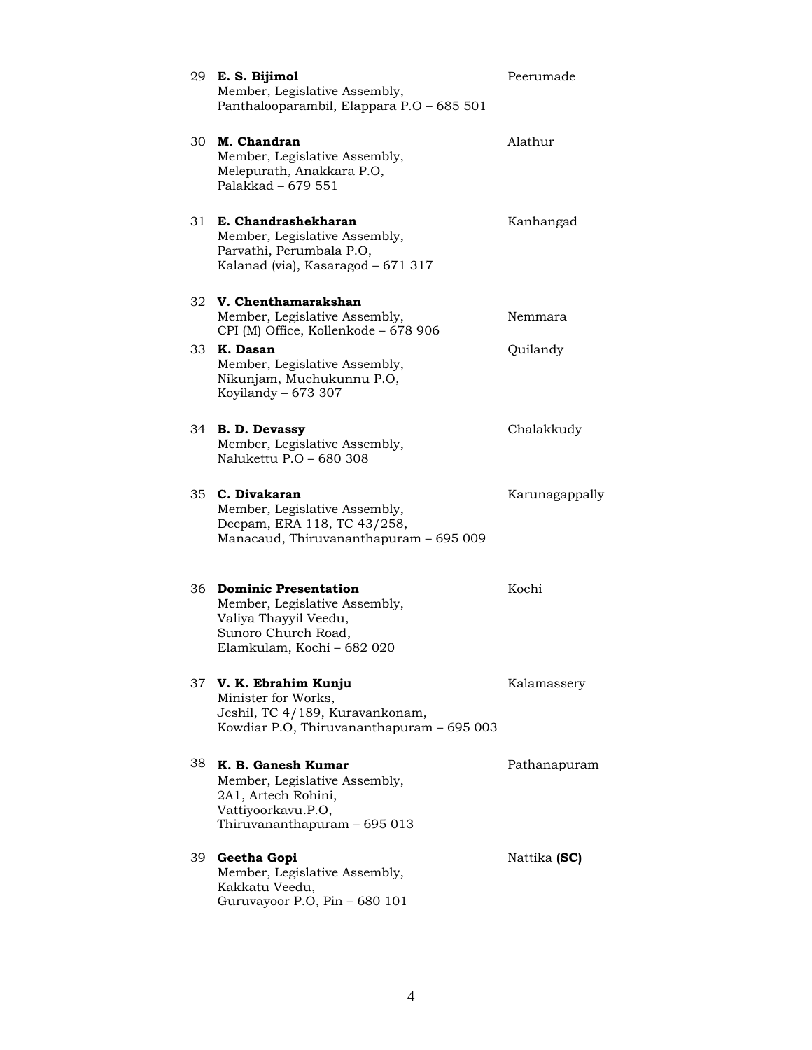| No. | Name and Address | Constituency |
|---|---|---|
| 29 | **E. S. Bijimol**<br>Member, Legislative Assembly,<br>Panthalooparambil, Elappara P.O – 685 501 | Peerumade |
| 30 | **M. Chandran**<br>Member, Legislative Assembly,<br>Melepurath, Anakkara P.O,<br>Palakkad – 679 551 | Alathur |
| 31 | **E. Chandrashekharan**<br>Member, Legislative Assembly,<br>Parvathi, Perumbala P.O,<br>Kalanad (via), Kasaragod – 671 317 | Kanhangad |
| 32 | **V. Chenthamarakshan**<br>Member, Legislative Assembly,<br>CPI (M) Office, Kollenkode – 678 906 | Nemmara |
| 33 | **K. Dasan**<br>Member, Legislative Assembly,<br>Nikunjam, Muchukunnu P.O,<br>Koyilandy – 673 307 | Quilandy |
| 34 | **B. D. Devassy**<br>Member, Legislative Assembly,<br>Nalukettu P.O – 680 308 | Chalakkudy |
| 35 | **C. Divakaran**<br>Member, Legislative Assembly,<br>Deepam, ERA 118, TC 43/258,<br>Manacaud, Thiruvananthapuram – 695 009 | Karunagappally |
| 36 | **Dominic Presentation**<br>Member, Legislative Assembly,<br>Valiya Thayyil Veedu,<br>Sunoro Church Road,<br>Elamkulam, Kochi – 682 020 | Kochi |
| 37 | **V. K. Ebrahim Kunju**<br>Minister for Works,<br>Jeshil, TC 4/189, Kuravankonam,<br>Kowdiar P.O, Thiruvananthapuram – 695 003 | Kalamassery |
| 38 | **K. B. Ganesh Kumar**<br>Member, Legislative Assembly,<br>2A1, Artech Rohini,<br>Vattiyoorkavu.P.O,<br>Thiruvananthapuram – 695 013 | Pathanapuram |
| 39 | **Geetha Gopi**<br>Member, Legislative Assembly,<br>Kakkatu Veedu,<br>Guruvayoor P.O, Pin – 680 101 | Nattika **(SC)** |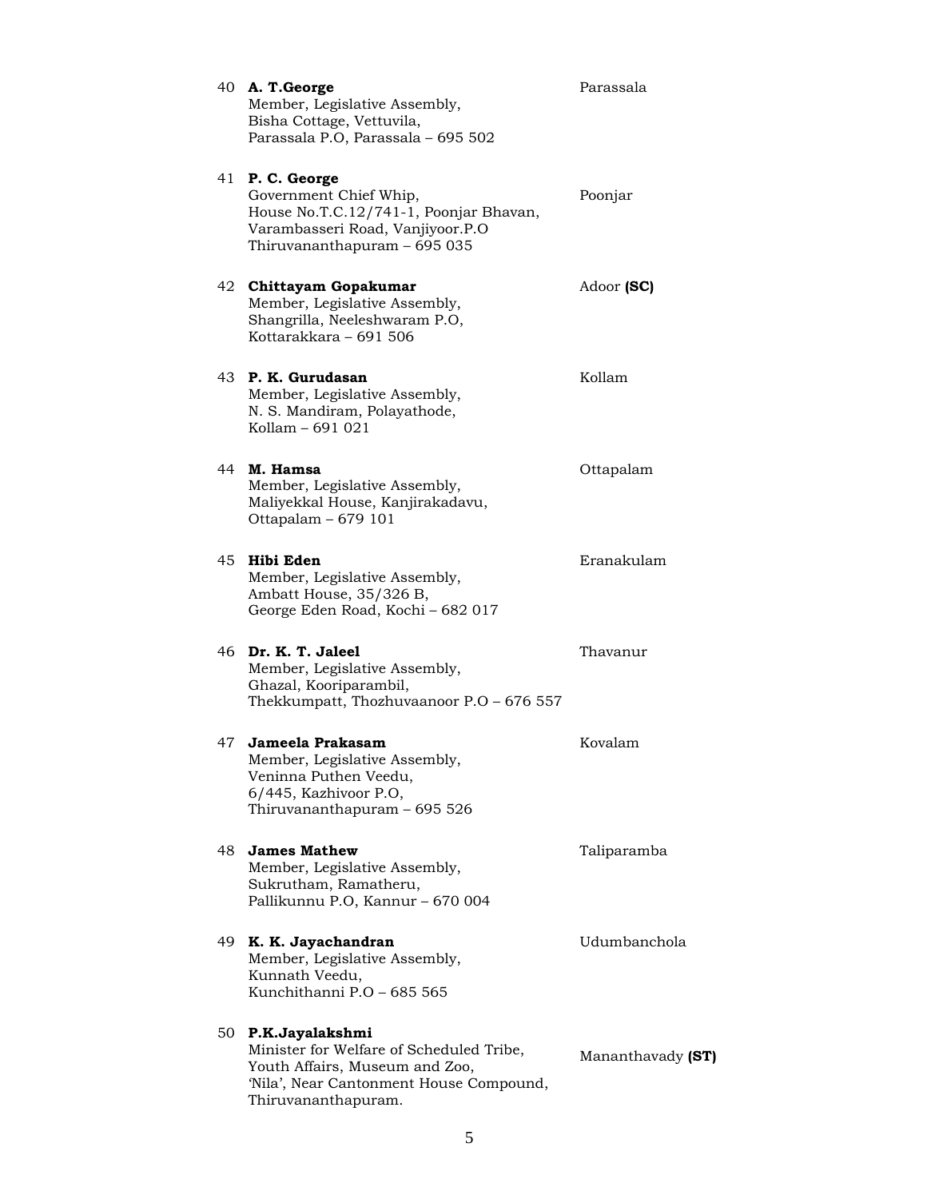| No. | Name and Address | Constituency |
|---|---|---|
| 40 | **A. T.George**<br>Member, Legislative Assembly,<br>Bisha Cottage, Vettuvila,<br>Parassala P.O, Parassala – 695 502 | Parassala |
| 41 | **P. C. George**<br>Government Chief Whip,<br>House No.T.C.12/741-1, Poonjar Bhavan,<br>Varambasseri Road, Vanjiyoor.P.O<br>Thiruvananthapuram – 695 035 | Poonjar |
| 42 | **Chittayam Gopakumar**<br>Member, Legislative Assembly,<br>Shangrilla, Neeleshwaram P.O,<br>Kottarakkara – 691 506 | Adoor **(SC)** |
| 43 | **P. K. Gurudasan**<br>Member, Legislative Assembly,<br>N. S. Mandiram, Polayathode,<br>Kollam – 691 021 | Kollam |
| 44 | **M. Hamsa**<br>Member, Legislative Assembly,<br>Maliyekkal House, Kanjirakadavu,<br>Ottapalam – 679 101 | Ottapalam |
| 45 | **Hibi Eden**<br>Member, Legislative Assembly,<br>Ambatt House, 35/326 B,<br>George Eden Road, Kochi – 682 017 | Eranakulam |
| 46 | **Dr. K. T. Jaleel**<br>Member, Legislative Assembly,<br>Ghazal, Kooriparambil,<br>Thekkumpatt, Thozhuvaanoor P.O – 676 557 | Thavanur |
| 47 | **Jameela Prakasam**<br>Member, Legislative Assembly,<br>Veninna Puthen Veedu,<br>6/445, Kazhivoor P.O,<br>Thiruvananthapuram – 695 526 | Kovalam |
| 48 | **James Mathew**<br>Member, Legislative Assembly,<br>Sukrutham, Ramatheru,<br>Pallikunnu P.O, Kannur – 670 004 | Taliparamba |
| 49 | **K. K. Jayachandran**<br>Member, Legislative Assembly,<br>Kunnath Veedu,<br>Kunchithanni P.O – 685 565 | Udumbanchola |
| 50 | **P.K.Jayalakshmi**<br>Minister for Welfare of Scheduled Tribe,<br>Youth Affairs, Museum and Zoo,<br>'Nila', Near Cantonment House Compound,<br>Thiruvananthapuram. | Mananthavady **(ST)** |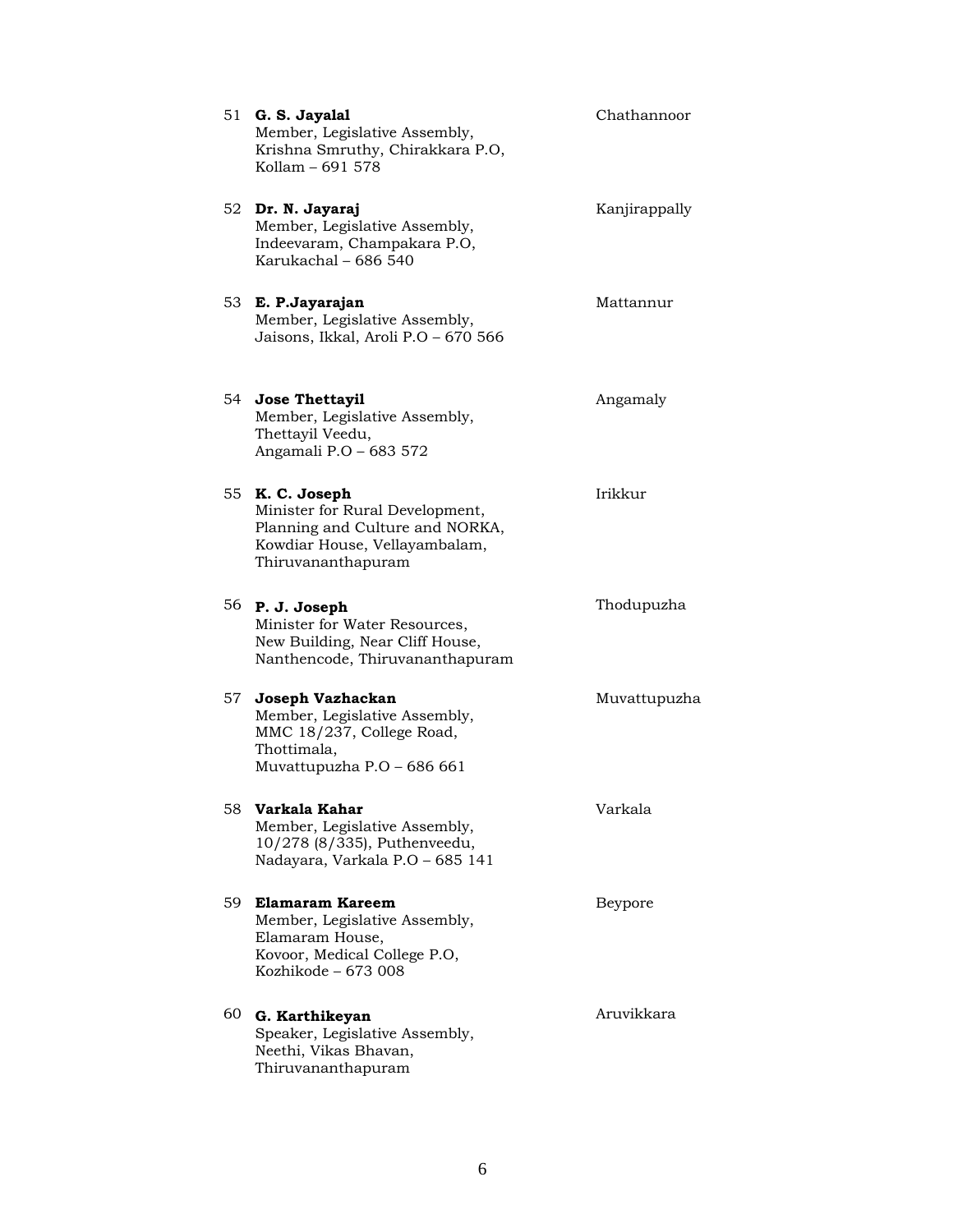| No. | Name and Address | Constituency |
|---|---|---|
| 51 | **G. S. Jayalal**<br>Member, Legislative Assembly,<br>Krishna Smruthy, Chirakkara P.O,<br>Kollam – 691 578 | Chathannoor |
| 52 | **Dr. N. Jayaraj**<br>Member, Legislative Assembly,<br>Indeevaram, Champakara P.O,<br>Karukachal – 686 540 | Kanjirappally |
| 53 | **E. P.Jayarajan**<br>Member, Legislative Assembly,<br>Jaisons, Ikkal, Aroli P.O – 670 566 | Mattannur |
| 54 | **Jose Thettayil**<br>Member, Legislative Assembly,<br>Thettayil Veedu,<br>Angamali P.O – 683 572 | Angamaly |
| 55 | **K. C. Joseph**<br>Minister for Rural Development,<br>Planning and Culture and NORKA,<br>Kowdiar House, Vellayambalam,<br>Thiruvananthapuram | Irikkur |
| 56 | **P. J. Joseph**<br>Minister for Water Resources,<br>New Building, Near Cliff House,<br>Nanthencode, Thiruvananthapuram | Thodupuzha |
| 57 | **Joseph Vazhackan**<br>Member, Legislative Assembly,<br>MMC 18/237, College Road,<br>Thottimala,<br>Muvattupuzha P.O – 686 661 | Muvattupuzha |
| 58 | **Varkala Kahar**<br>Member, Legislative Assembly,<br>10/278 (8/335), Puthenveedu,<br>Nadayara, Varkala P.O – 685 141 | Varkala |
| 59 | **Elamaram Kareem**<br>Member, Legislative Assembly,<br>Elamaram House,<br>Kovoor, Medical College P.O,<br>Kozhikode – 673 008 | Beypore |
| 60 | **G. Karthikeyan**<br>Speaker, Legislative Assembly,<br>Neethi, Vikas Bhavan,<br>Thiruvananthapuram | Aruvikkara |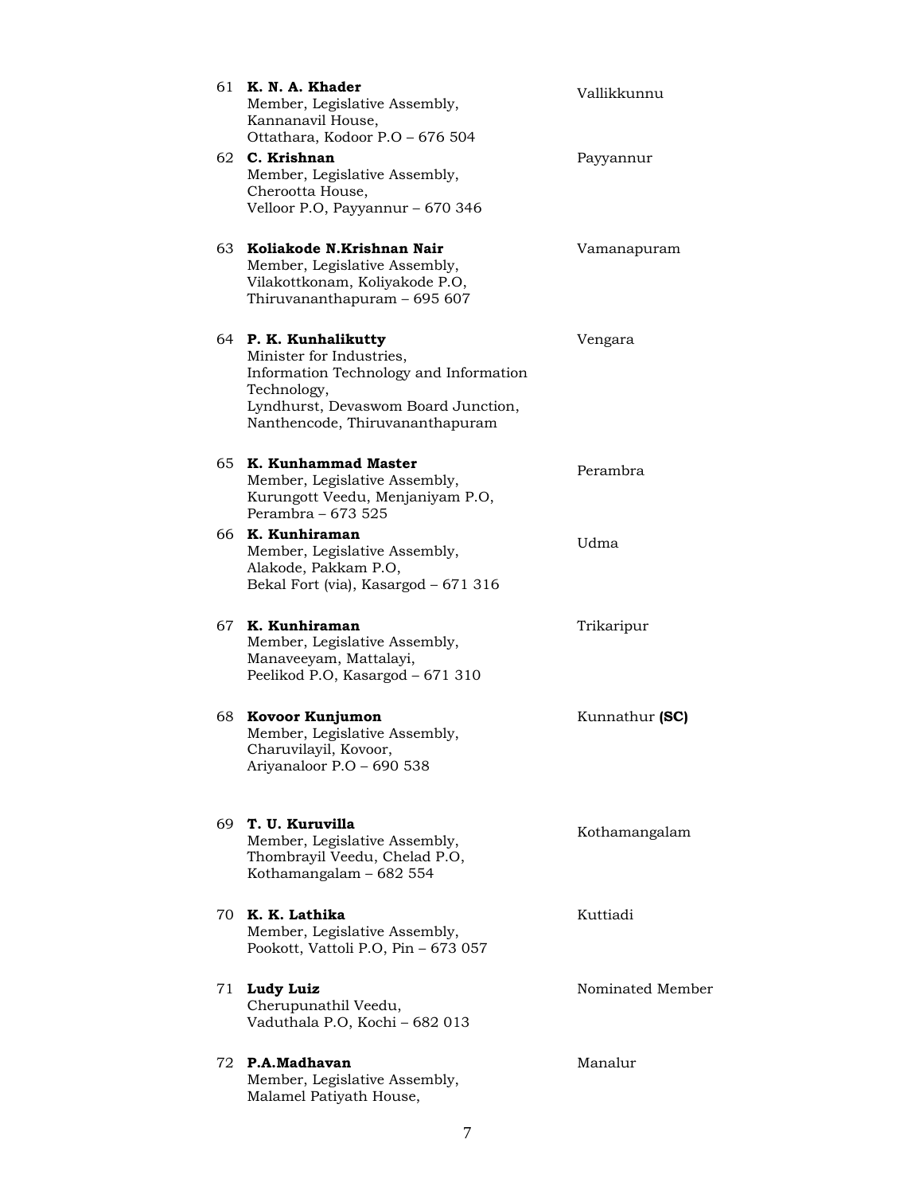| | | |
|---|---|---|
| 61 | **K. N. A. Khader**<br>Member, Legislative Assembly,<br>Kannanavil House,<br>Ottathara, Kodoor P.O – 676 504 | Vallikkunnu |
| 62 | **C. Krishnan**<br>Member, Legislative Assembly,<br>Cherootta House,<br>Velloor P.O, Payyannur – 670 346 | Payyannur |
| 63 | **Koliakode N.Krishnan Nair**<br>Member, Legislative Assembly,<br>Vilakottkonam, Koliyakode P.O,<br>Thiruvananthapuram – 695 607 | Vamanapuram |
| 64 | **P. K. Kunhalikutty**<br>Minister for Industries,<br>Information Technology and Information Technology,<br>Lyndhurst, Devaswom Board Junction,<br>Nanthencode, Thiruvananthapuram | Vengara |
| 65 | **K. Kunhammad Master**<br>Member, Legislative Assembly,<br>Kurungott Veedu, Menjaniyam P.O,<br>Perambra – 673 525 | Perambra |
| 66 | **K. Kunhiraman**<br>Member, Legislative Assembly,<br>Alakode, Pakkam P.O,<br>Bekal Fort (via), Kasargod – 671 316 | Udma |
| 67 | **K. Kunhiraman**<br>Member, Legislative Assembly,<br>Manaveeyam, Mattalayi,<br>Peelikod P.O, Kasargod – 671 310 | Trikaripur |
| 68 | **Kovoor Kunjumon**<br>Member, Legislative Assembly,<br>Charuvilayil, Kovoor,<br>Ariyanaloor P.O – 690 538 | Kunnathur **(SC)** |
| 69 | **T. U. Kuruvilla**<br>Member, Legislative Assembly,<br>Thombrayil Veedu, Chelad P.O,<br>Kothamangalam – 682 554 | Kothamangalam |
| 70 | **K. K. Lathika**<br>Member, Legislative Assembly,<br>Pookott, Vattoli P.O, Pin – 673 057 | Kuttiadi |
| 71 | **Ludy Luiz**<br>Cherupunathil Veedu,<br>Vaduthala P.O, Kochi – 682 013 | Nominated Member |
| 72 | **P.A.Madhavan**<br>Member, Legislative Assembly,<br>Malamel Patiyath House, | Manalur |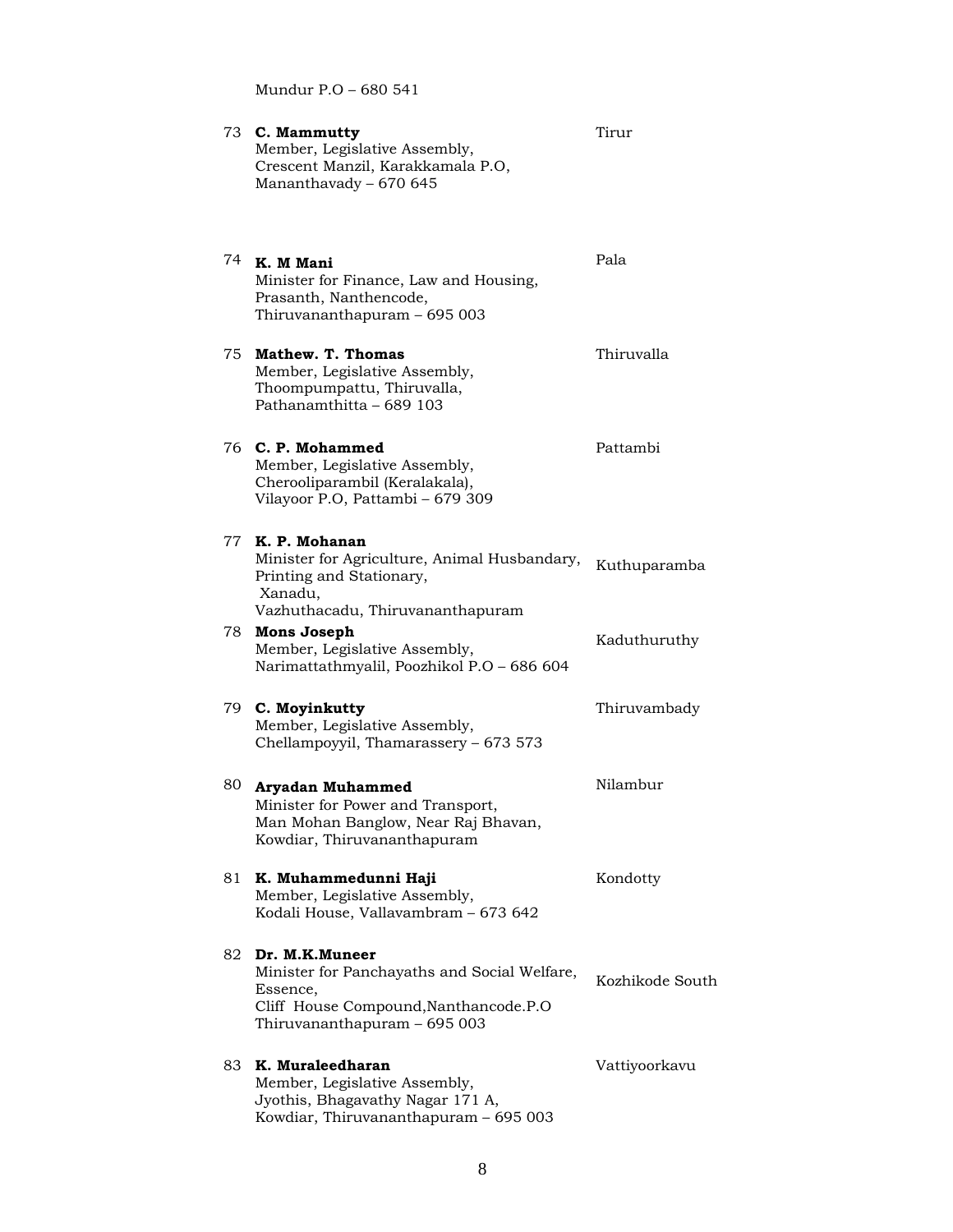Mundur P.O – 680 541

| No. | Name & Address | Constituency |
|---|---|---|
| 73 | **C. Mammutty**<br>Member, Legislative Assembly,<br>Crescent Manzil, Karakkamala P.O,<br>Mananthavady – 670 645 | Tirur |
| 74 | **K. M Mani**<br>Minister for Finance, Law and Housing,<br>Prasanth, Nanthencode,<br>Thiruvananthapuram – 695 003 | Pala |
| 75 | **Mathew. T. Thomas**<br>Member, Legislative Assembly,<br>Thoompumpattu, Thiruvalla,<br>Pathanamthitta – 689 103 | Thiruvalla |
| 76 | **C. P. Mohammed**<br>Member, Legislative Assembly,<br>Cherooliparambil (Keralakala),<br>Vilayoor P.O, Pattambi – 679 309 | Pattambi |
| 77 | **K. P. Mohanan**<br>Minister for Agriculture, Animal Husbandary, Printing and Stationary,<br>Xanadu,<br>Vazhuthacadu, Thiruvananthapuram | Kuthuparamba |
| 78 | **Mons Joseph**<br>Member, Legislative Assembly,<br>Narimattathmyalil, Poozhikol P.O – 686 604 | Kaduthuruthy |
| 79 | **C. Moyinkutty**<br>Member, Legislative Assembly,<br>Chellampoyyil, Thamarassery – 673 573 | Thiruvambady |
| 80 | **Aryadan Muhammed**<br>Minister for Power and Transport,<br>Man Mohan Banglow, Near Raj Bhavan,<br>Kowdiar, Thiruvananthapuram | Nilambur |
| 81 | **K. Muhammedunni Haji**<br>Member, Legislative Assembly,<br>Kodali House, Vallavambram – 673 642 | Kondotty |
| 82 | **Dr. M.K.Muneer**<br>Minister for Panchayaths and Social Welfare,<br>Essence,<br>Cliff House Compound,Nanthancode.P.O<br>Thiruvananthapuram – 695 003 | Kozhikode South |
| 83 | **K. Muraleedharan**<br>Member, Legislative Assembly,<br>Jyothis, Bhagavathy Nagar 171 A,<br>Kowdiar, Thiruvananthapuram – 695 003 | Vattiyoorkavu |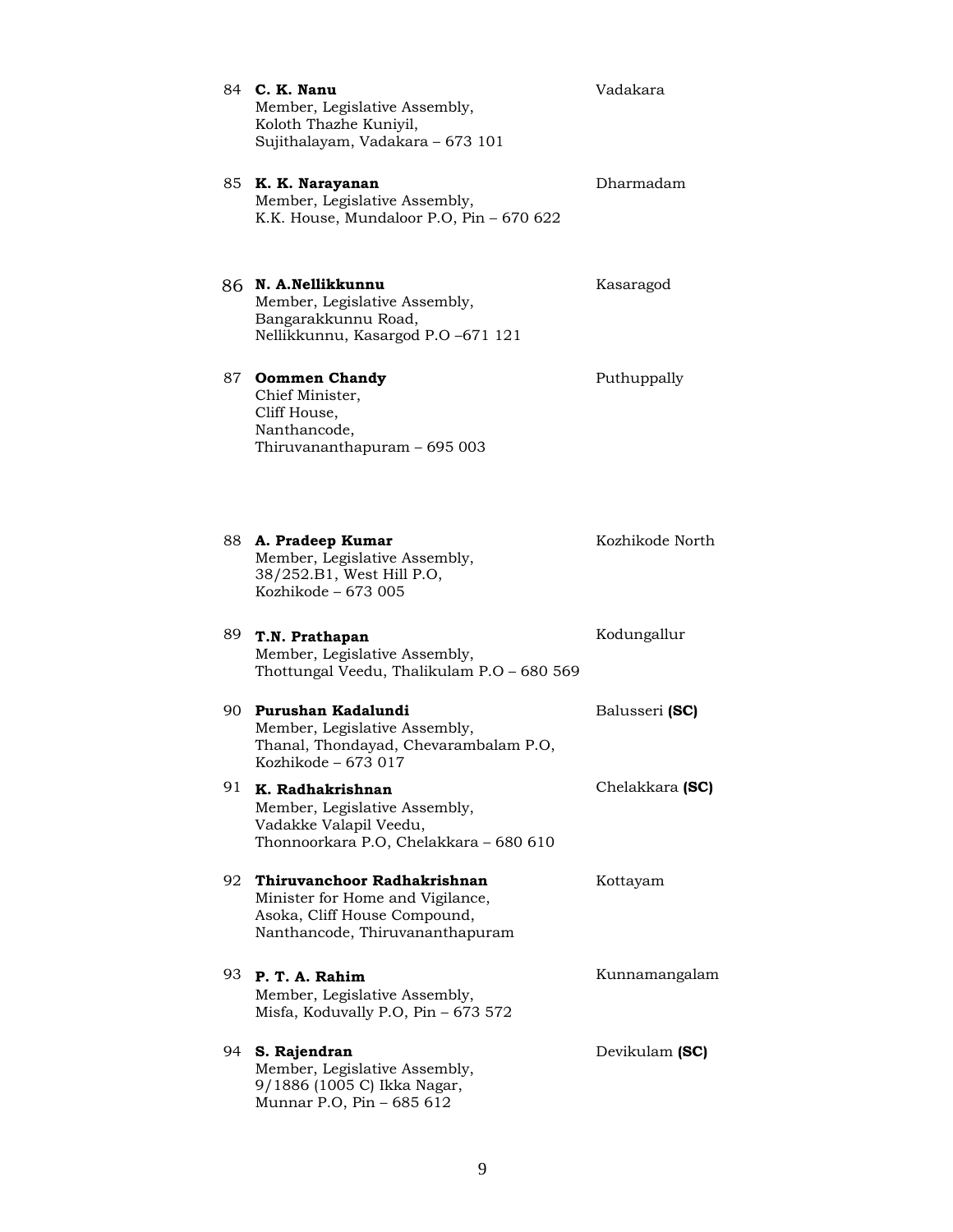| No. | Name and Address | Constituency |
|---|---|---|
| 84 | **C. K. Nanu**<br>Member, Legislative Assembly,<br>Koloth Thazhe Kuniyil,<br>Sujithalayam, Vadakara – 673 101 | Vadakara |
| 85 | **K. K. Narayanan**<br>Member, Legislative Assembly,<br>K.K. House, Mundaloor P.O, Pin – 670 622 | Dharmadam |
| 86 | **N. A.Nellikkunnu**<br>Member, Legislative Assembly,<br>Bangarakkunnu Road,<br>Nellikkunnu, Kasargod P.O –671 121 | Kasaragod |
| 87 | **Oommen Chandy**<br>Chief Minister,<br>Cliff House,<br>Nanthancode,<br>Thiruvananthapuram – 695 003 | Puthuppally |
| 88 | **A. Pradeep Kumar**<br>Member, Legislative Assembly,<br>38/252.B1, West Hill P.O,<br>Kozhikode – 673 005 | Kozhikode North |
| 89 | **T.N. Prathapan**<br>Member, Legislative Assembly,<br>Thottungal Veedu, Thalikulam P.O – 680 569 | Kodungallur |
| 90 | **Purushan Kadalundi**<br>Member, Legislative Assembly,<br>Thanal, Thondayad, Chevarambalam P.O,<br>Kozhikode – 673 017 | Balusseri **(SC)** |
| 91 | **K. Radhakrishnan**<br>Member, Legislative Assembly,<br>Vadakke Valapil Veedu,<br>Thonnoorkara P.O, Chelakkara – 680 610 | Chelakkara **(SC)** |
| 92 | **Thiruvanchoor Radhakrishnan**<br>Minister for Home and Vigilance,<br>Asoka, Cliff House Compound,<br>Nanthancode, Thiruvananthapuram | Kottayam |
| 93 | **P. T. A. Rahim**<br>Member, Legislative Assembly,<br>Misfa, Koduvally P.O, Pin – 673 572 | Kunnamangalam |
| 94 | **S. Rajendran**<br>Member, Legislative Assembly,<br>9/1886 (1005 C) Ikka Nagar,<br>Munnar P.O, Pin – 685 612 | Devikulam **(SC)** |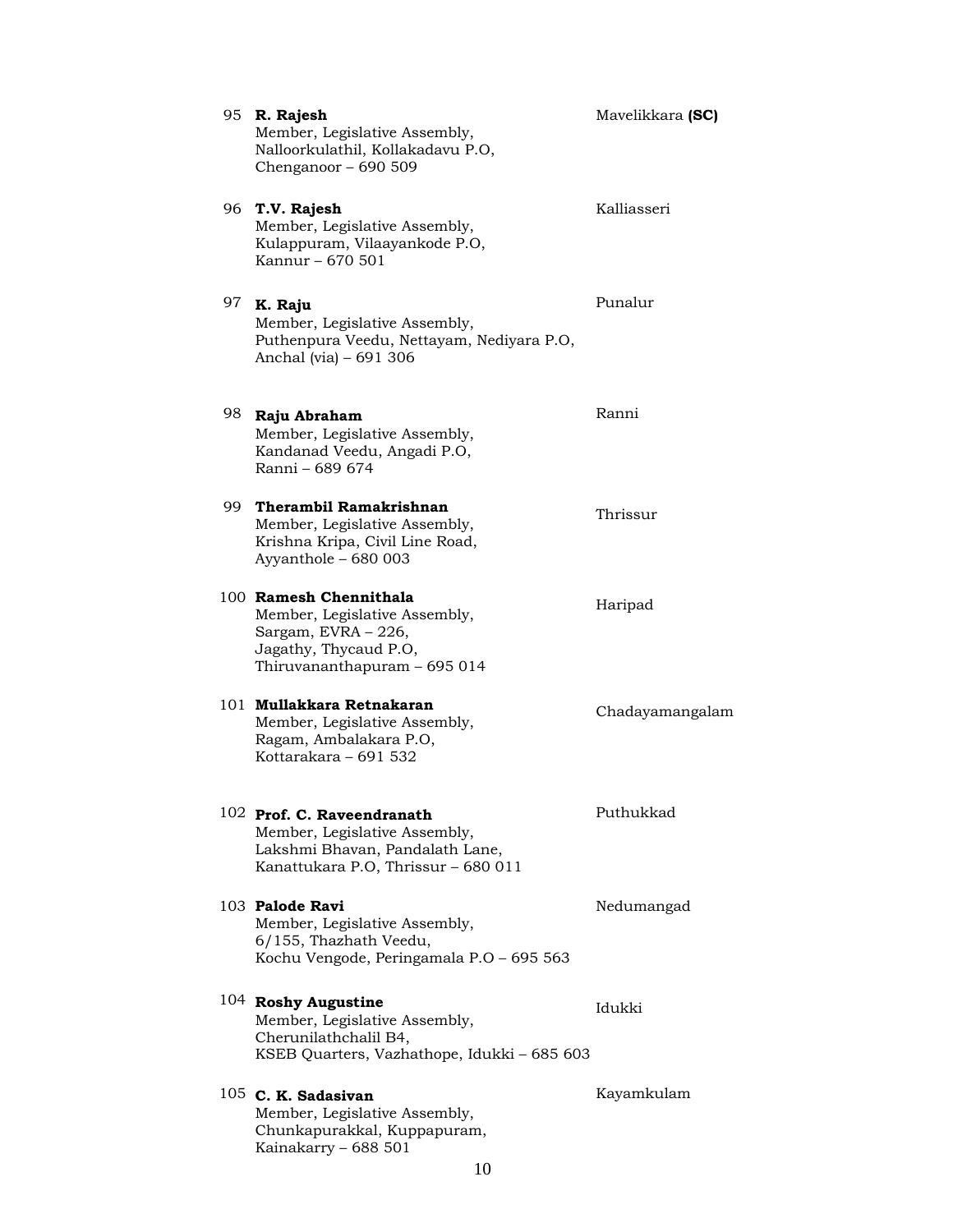| No. | Name and Address | Constituency |
|---|---|---|
| 95 | **R. Rajesh**<br>Member, Legislative Assembly,<br>Nalloorkulathil, Kollakadavu P.O,<br>Chenganoor – 690 509 | Mavelikkara **(SC)** |
| 96 | **T.V. Rajesh**<br>Member, Legislative Assembly,<br>Kulappuram, Vilaayankode P.O,<br>Kannur – 670 501 | Kalliasseri |
| 97 | **K. Raju**<br>Member, Legislative Assembly,<br>Puthenpura Veedu, Nettayam, Nediyara P.O,<br>Anchal (via) – 691 306 | Punalur |
| 98 | **Raju Abraham**<br>Member, Legislative Assembly,<br>Kandanad Veedu, Angadi P.O,<br>Ranni – 689 674 | Ranni |
| 99 | **Therambil Ramakrishnan**<br>Member, Legislative Assembly,<br>Krishna Kripa, Civil Line Road,<br>Ayyanthole – 680 003 | Thrissur |
| 100 | **Ramesh Chennithala**<br>Member, Legislative Assembly,<br>Sargam, EVRA – 226,<br>Jagathy, Thycaud P.O,<br>Thiruvananthapuram – 695 014 | Haripad |
| 101 | **Mullakkara Retnakaran**<br>Member, Legislative Assembly,<br>Ragam, Ambalakara P.O,<br>Kottarakara – 691 532 | Chadayamangalam |
| 102 | **Prof. C. Raveendranath**<br>Member, Legislative Assembly,<br>Lakshmi Bhavan, Pandalath Lane,<br>Kanattukara P.O, Thrissur – 680 011 | Puthukkad |
| 103 | **Palode Ravi**<br>Member, Legislative Assembly,<br>6/155, Thazhath Veedu,<br>Kochu Vengode, Peringamala P.O – 695 563 | Nedumangad |
| 104 | **Roshy Augustine**<br>Member, Legislative Assembly,<br>Cherunilathchalil B4,<br>KSEB Quarters, Vazhathope, Idukki – 685 603 | Idukki |
| 105 | **C. K. Sadasivan**<br>Member, Legislative Assembly,<br>Chunkapurakkal, Kuppapuram,<br>Kainakarry – 688 501 | Kayamkulam |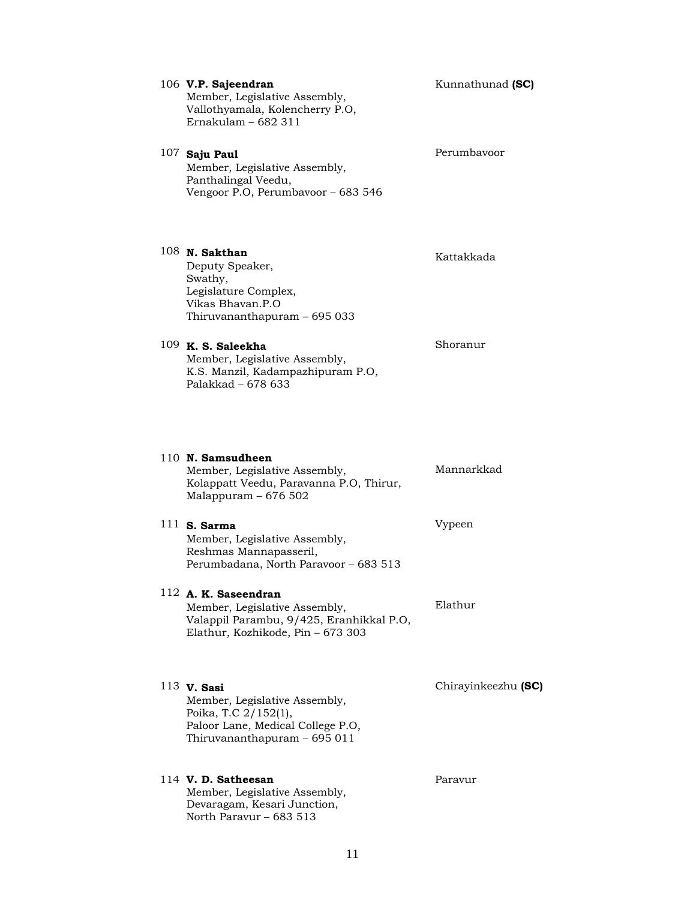| No. | Name and Address | Constituency |
|---|---|---|
| 106 | **V.P. Sajeendran**<br>Member, Legislative Assembly,<br>Vallothyamala, Kolencherry P.O,<br>Ernakulam – 682 311 | Kunnathunad **(SC)** |
| 107 | **Saju Paul**<br>Member, Legislative Assembly,<br>Panthalingal Veedu,<br>Vengoor P.O, Perumbavoor – 683 546 | Perumbavoor |
| 108 | **N. Sakthan**<br>Deputy Speaker,<br>Swathy,<br>Legislature Complex,<br>Vikas Bhavan.P.O<br>Thiruvananthapuram – 695 033 | Kattakkada |
| 109 | **K. S. Saleekha**<br>Member, Legislative Assembly,<br>K.S. Manzil, Kadampazhipuram P.O,<br>Palakkad – 678 633 | Shoranur |
| 110 | **N. Samsudheen**<br>Member, Legislative Assembly,<br>Kolappatt Veedu, Paravanna P.O, Thirur,<br>Malappuram – 676 502 | Mannarkkad |
| 111 | **S. Sarma**<br>Member, Legislative Assembly,<br>Reshmas Mannapasseril,<br>Perumbadana, North Paravoor – 683 513 | Vypeen |
| 112 | **A. K. Saseendran**<br>Member, Legislative Assembly,<br>Valappil Parambu, 9/425, Eranhikkal P.O,<br>Elathur, Kozhikode, Pin – 673 303 | Elathur |
| 113 | **V. Sasi**<br>Member, Legislative Assembly,<br>Poika, T.C 2/152(1),<br>Paloor Lane, Medical College P.O,<br>Thiruvananthapuram – 695 011 | Chirayinkeezhu **(SC)** |
| 114 | **V. D. Satheesan**<br>Member, Legislative Assembly,<br>Devaragam, Kesari Junction,<br>North Paravur – 683 513 | Paravur |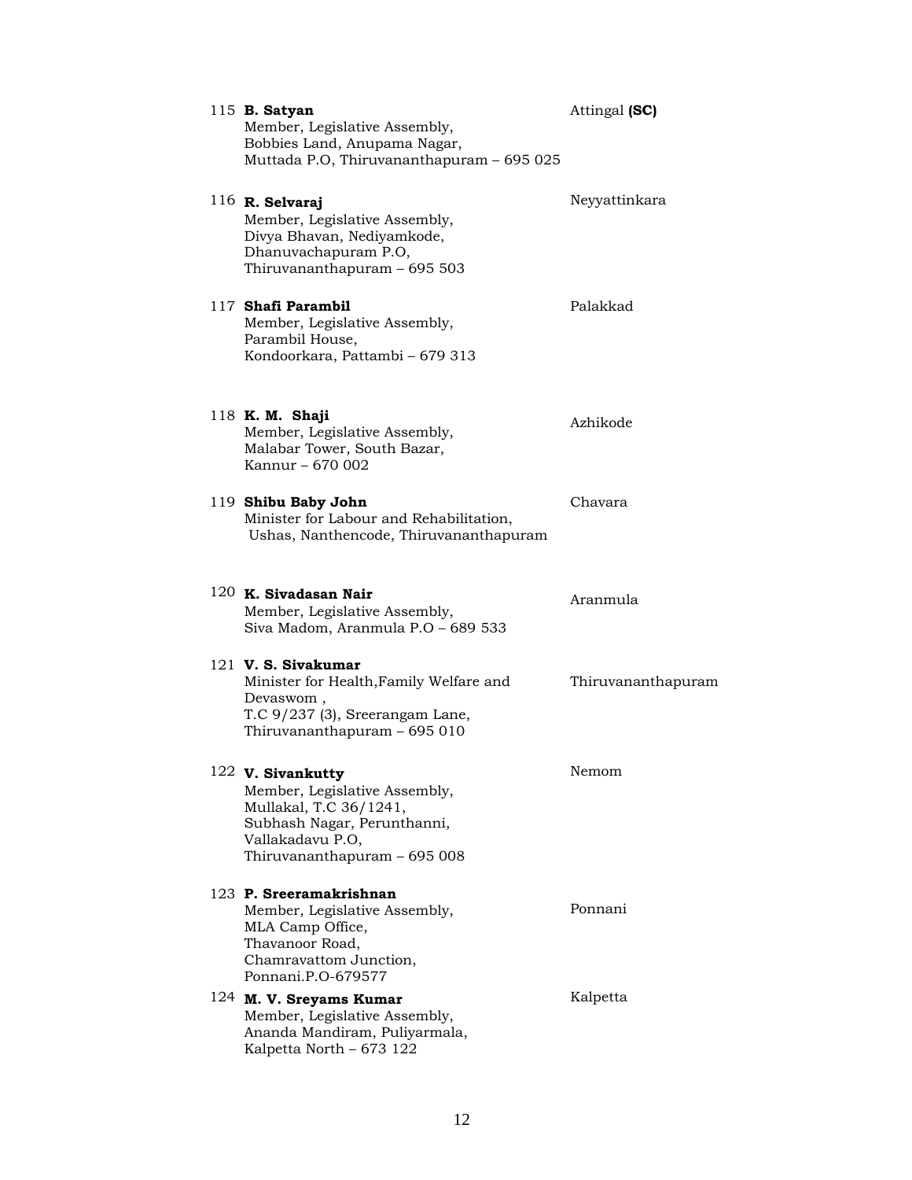| No. | Name and Address | Constituency |
|---|---|---|
| 115 | **B. Satyan**<br>Member, Legislative Assembly,<br>Bobbies Land, Anupama Nagar,<br>Muttada P.O, Thiruvananthapuram – 695 025 | Attingal **(SC)** |
| 116 | **R. Selvaraj**<br>Member, Legislative Assembly,<br>Divya Bhavan, Nediyamkode,<br>Dhanuvachapuram P.O,<br>Thiruvananthapuram – 695 503 | Neyyattinkara |
| 117 | **Shafi Parambil**<br>Member, Legislative Assembly,<br>Parambil House,<br>Kondoorkara, Pattambi – 679 313 | Palakkad |
| 118 | **K. M. Shaji**<br>Member, Legislative Assembly,<br>Malabar Tower, South Bazar,<br>Kannur – 670 002 | Azhikode |
| 119 | **Shibu Baby John**<br>Minister for Labour and Rehabilitation,<br>Ushas, Nanthencode, Thiruvananthapuram | Chavara |
| 120 | **K. Sivadasan Nair**<br>Member, Legislative Assembly,<br>Siva Madom, Aranmula P.O – 689 533 | Aranmula |
| 121 | **V. S. Sivakumar**<br>Minister for Health,Family Welfare and Devaswom ,<br>T.C 9/237 (3), Sreerangam Lane,<br>Thiruvananthapuram – 695 010 | Thiruvananthapuram |
| 122 | **V. Sivankutty**<br>Member, Legislative Assembly,<br>Mullakal, T.C 36/1241,<br>Subhash Nagar, Perunthanni,<br>Vallakadavu P.O,<br>Thiruvananthapuram – 695 008 | Nemom |
| 123 | **P. Sreeramakrishnan**<br>Member, Legislative Assembly,<br>MLA Camp Office,<br>Thavanoor Road,<br>Chamravattom Junction,<br>Ponnani.P.O-679577 | Ponnani |
| 124 | **M. V. Sreyams Kumar**<br>Member, Legislative Assembly,<br>Ananda Mandiram, Puliyarmala,<br>Kalpetta North – 673 122 | Kalpetta |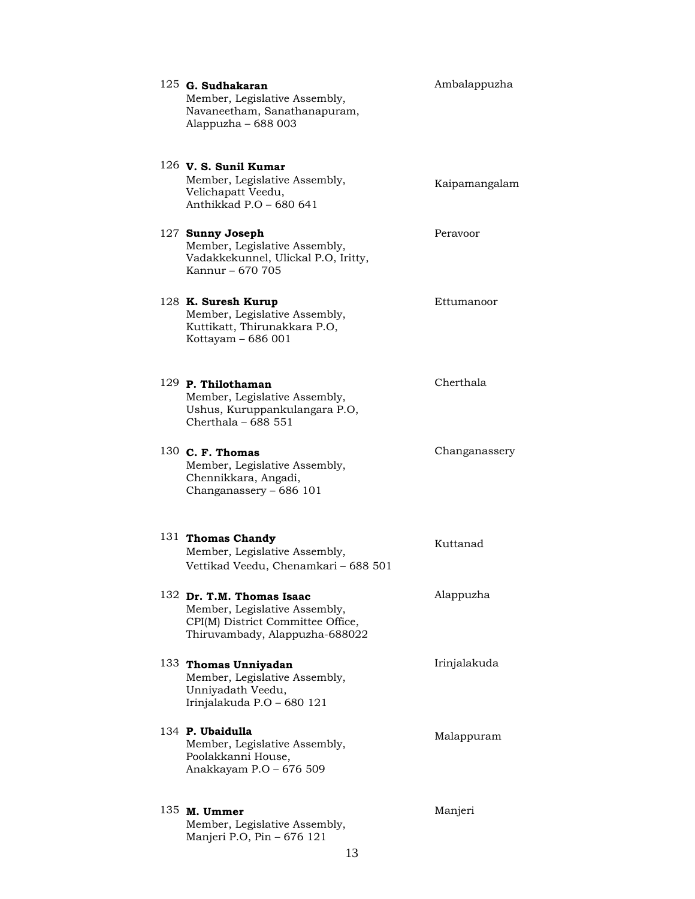| No. | Name and Address | Constituency |
|---|---|---|
| 125 | **G. Sudhakaran**<br>Member, Legislative Assembly,<br>Navaneetham, Sanathanapuram,<br>Alappuzha – 688 003 | Ambalappuzha |
| 126 | **V. S. Sunil Kumar**<br>Member, Legislative Assembly,<br>Velichapatt Veedu,<br>Anthikkad P.O – 680 641 | Kaipamangalam |
| 127 | **Sunny Joseph**<br>Member, Legislative Assembly,<br>Vadakkekunnel, Ulickal P.O, Iritty,<br>Kannur – 670 705 | Peravoor |
| 128 | **K. Suresh Kurup**<br>Member, Legislative Assembly,<br>Kuttikatt, Thirunakkara P.O,<br>Kottayam – 686 001 | Ettumanoor |
| 129 | **P. Thilothaman**<br>Member, Legislative Assembly,<br>Ushus, Kuruppankulangara P.O,<br>Cherthala – 688 551 | Cherthala |
| 130 | **C. F. Thomas**<br>Member, Legislative Assembly,<br>Chennikkara, Angadi,<br>Changanassery – 686 101 | Changanassery |
| 131 | **Thomas Chandy**<br>Member, Legislative Assembly,<br>Vettikad Veedu, Chenamkari – 688 501 | Kuttanad |
| 132 | **Dr. T.M. Thomas Isaac**<br>Member, Legislative Assembly,<br>CPI(M) District Committee Office,<br>Thiruvambady, Alappuzha-688022 | Alappuzha |
| 133 | **Thomas Unniyadan**<br>Member, Legislative Assembly,<br>Unniyadath Veedu,<br>Irinjalakuda P.O – 680 121 | Irinjalakuda |
| 134 | **P. Ubaidulla**<br>Member, Legislative Assembly,<br>Poolakkanni House,<br>Anakkayam P.O – 676 509 | Malappuram |
| 135 | **M. Ummer**<br>Member, Legislative Assembly,<br>Manjeri P.O, Pin – 676 121 | Manjeri |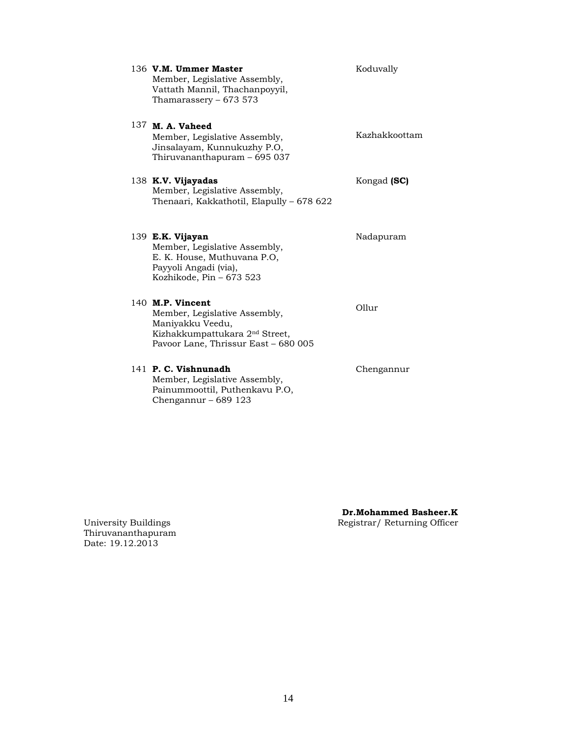| | | |
|---|---|---|
| 136 | **V.M. Ummer Master**<br>Member, Legislative Assembly,<br>Vattath Mannil, Thachanpoyyil,<br>Thamarassery – 673 573 | Koduvally |
| 137 | **M. A. Vaheed**<br>Member, Legislative Assembly,<br>Jinsalayam, Kunnukuzhy P.O,<br>Thiruvananthapuram – 695 037 | Kazhakkoottam |
| 138 | **K.V. Vijayadas**<br>Member, Legislative Assembly,<br>Thenaari, Kakkathotil, Elapully – 678 622 | Kongad **(SC)** |
| 139 | **E.K. Vijayan**<br>Member, Legislative Assembly,<br>E. K. House, Muthuvana P.O,<br>Payyoli Angadi (via),<br>Kozhikode, Pin – 673 523 | Nadapuram |
| 140 | **M.P. Vincent**<br>Member, Legislative Assembly,<br>Maniyakku Veedu,<br>Kizhakkumpattukara 2nd Street,<br>Pavoor Lane, Thrissur East – 680 005 | Ollur |
| 141 | **P. C. Vishnunadh**<br>Member, Legislative Assembly,<br>Painummoottil, Puthenkavu P.O,<br>Chengannur – 689 123 | Chengannur |

**Dr.Mohammed Basheer.K**
Registrar/ Returning Officer

University Buildings
Thiruvananthapuram
Date: 19.12.2013